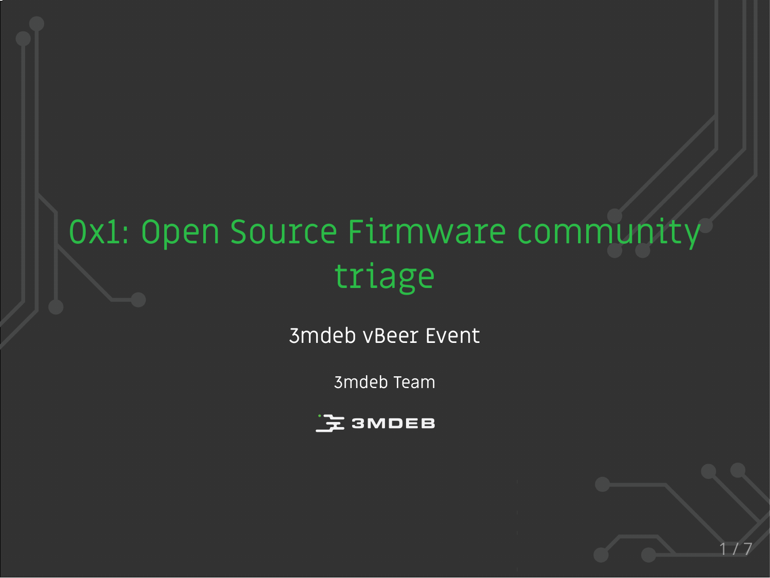# 0x1: Open Source Firmware community triage

3mdeb vBeer Event

3mdeb Team

3MDEB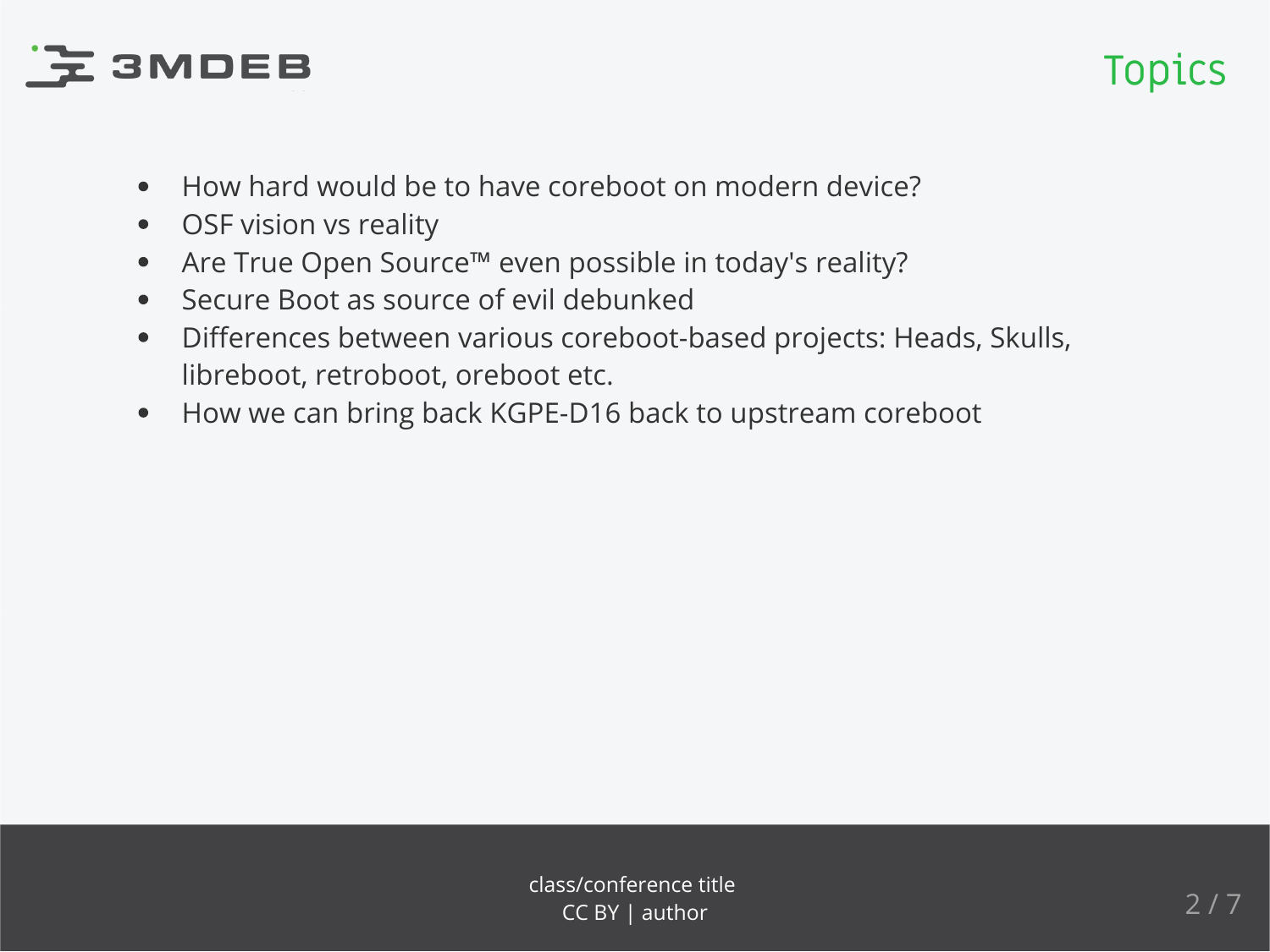# Topics

- How hard would be to have coreboot on modern device?
- OSF vision vs reality
- Are True Open Source™ even possible in today's reality?
- Secure Boot as source of evil debunked
- Differences between various coreboot-based projects: Heads, Skulls, libreboot, retroboot, oreboot etc.
- How we can bring back KGPE-D16 back to upstream coreboot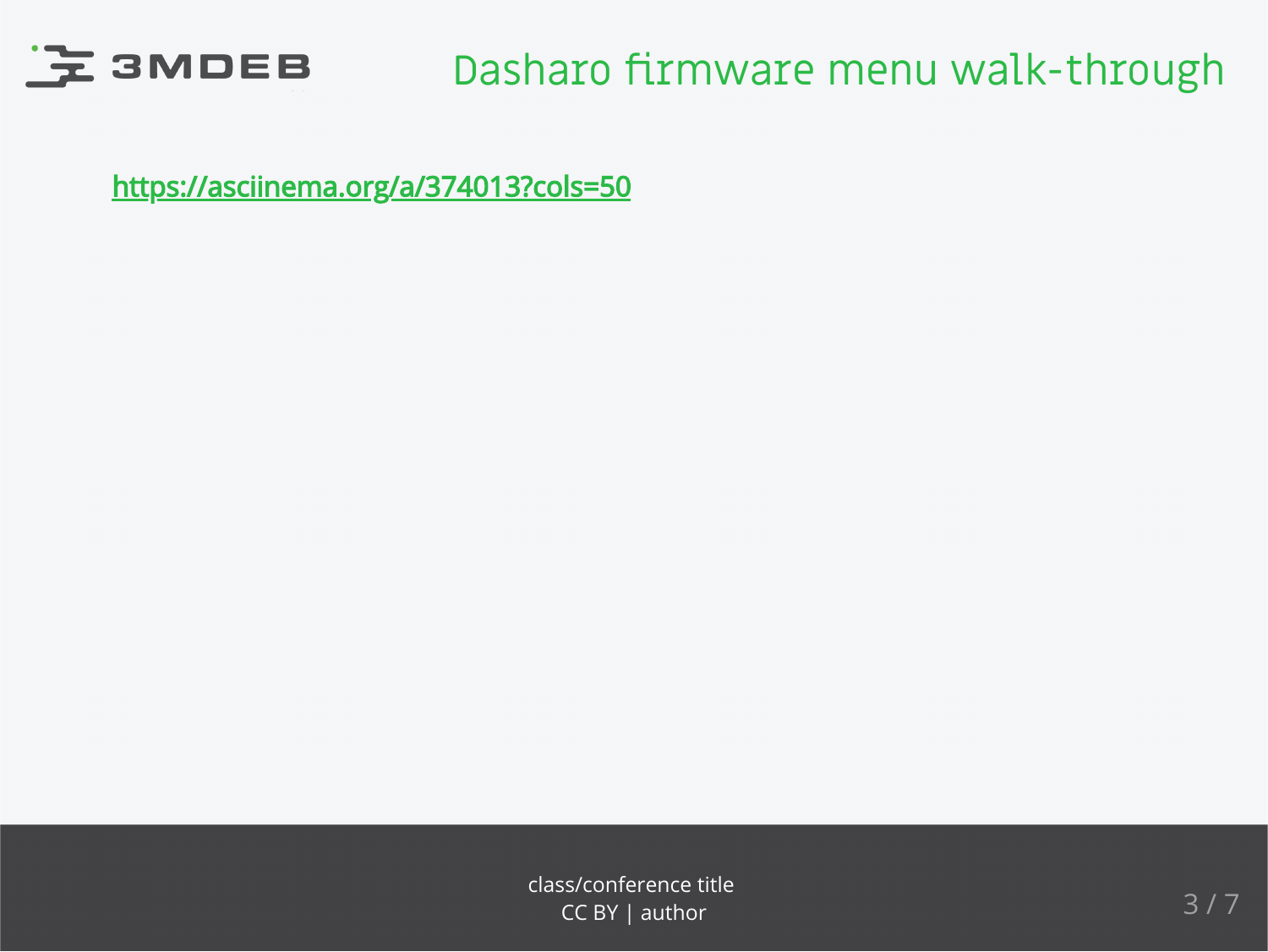# Dasharo firmware menu walk-through

https://asciinema.org/a/374013?cols=50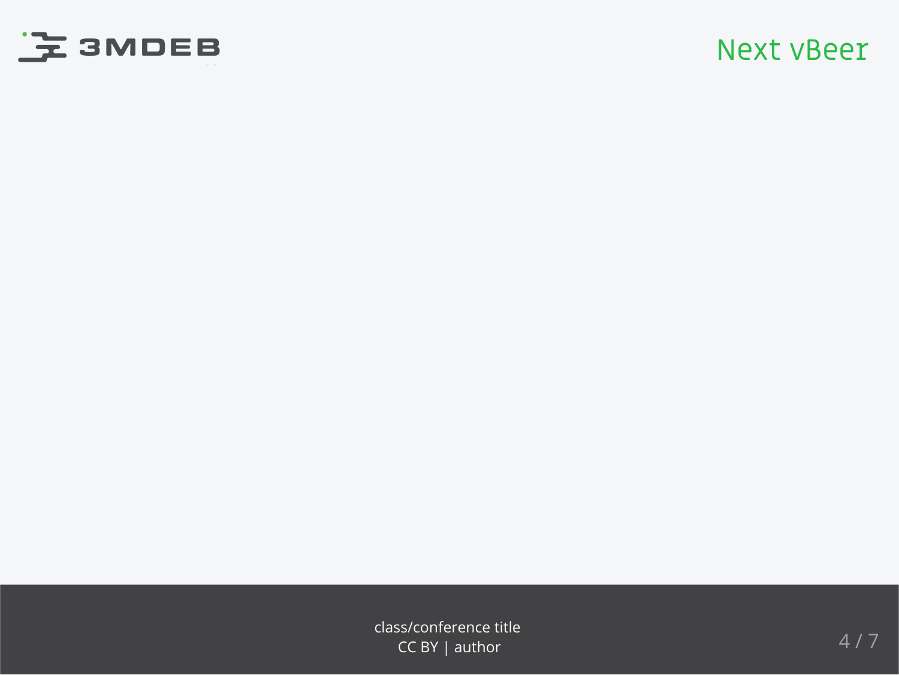# Next vBeer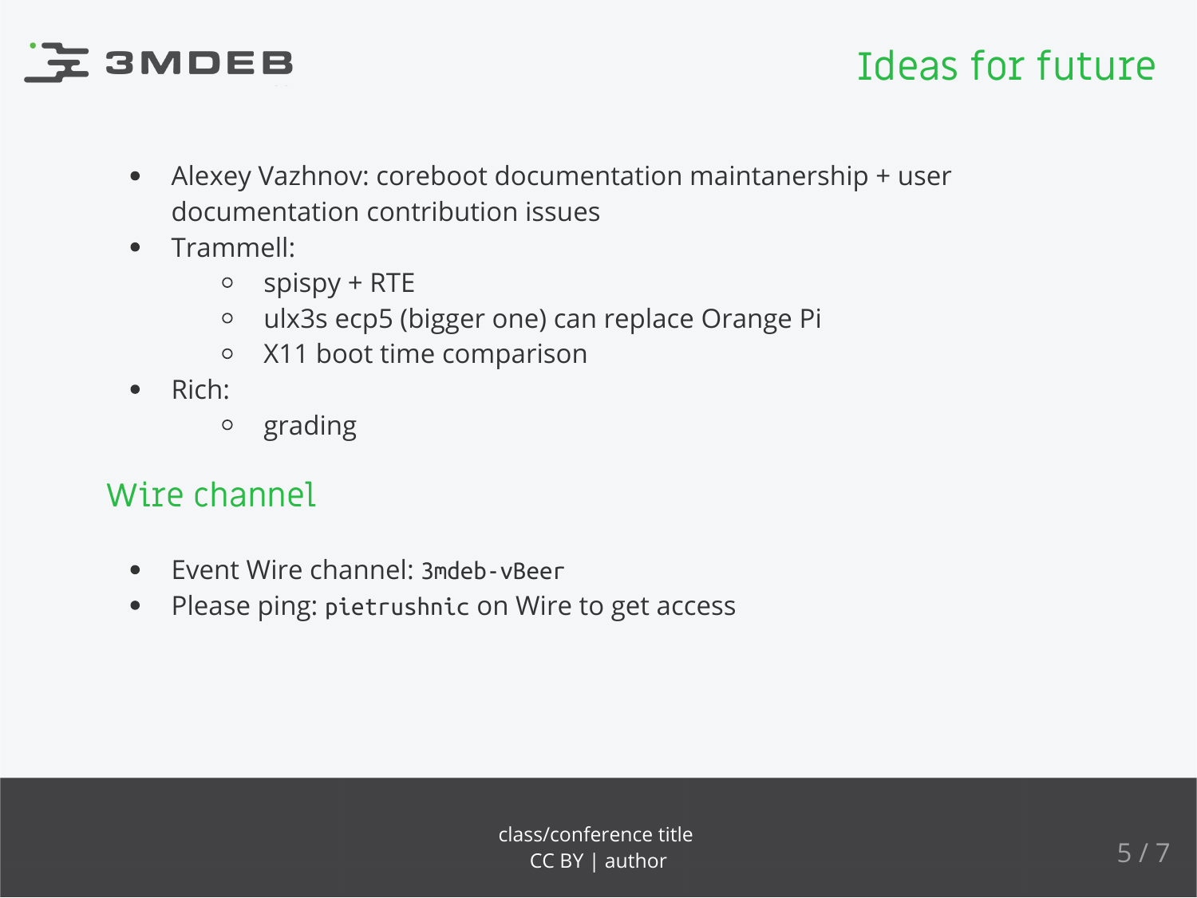## Ideas for future

- Alexey Vazhnov: coreboot documentation maintanership + user documentation contribution issues
- Trammell:
  - spispy + RTE
  - ulx3s ecp5 (bigger one) can replace Orange Pi
  - X11 boot time comparison
- Rich:
  - grading

## Wire channel

- Event Wire channel: `3mdeb-vBeer`
- Please ping: `pietrushnic` on Wire to get access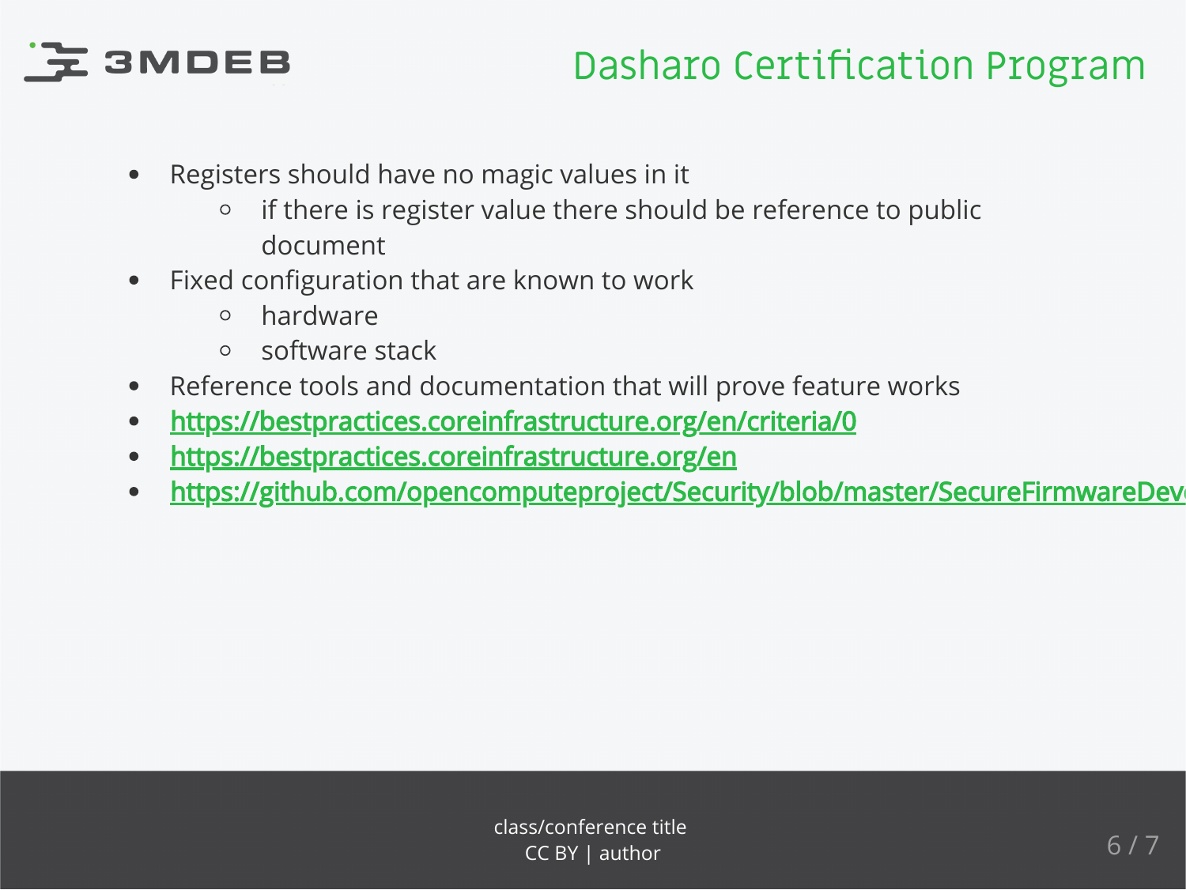## Dasharo Certification Program

- Registers should have no magic values in it
  - if there is register value there should be reference to public document
- Fixed configuration that are known to work
  - hardware
  - software stack
- Reference tools and documentation that will prove feature works
- https://bestpractices.coreinfrastructure.org/en/criteria/0
- https://bestpractices.coreinfrastructure.org/en
- https://github.com/opencomputeproject/Security/blob/master/SecureFirmwareDev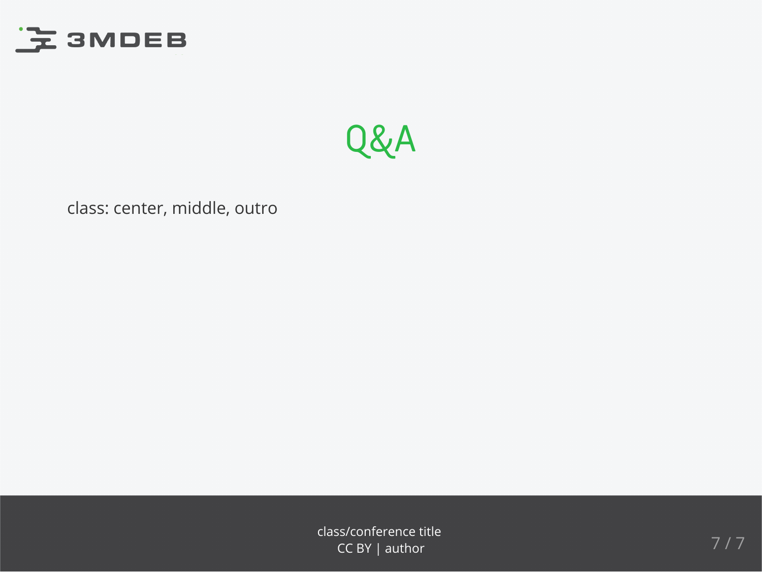# Q&A

class: center, middle, outro